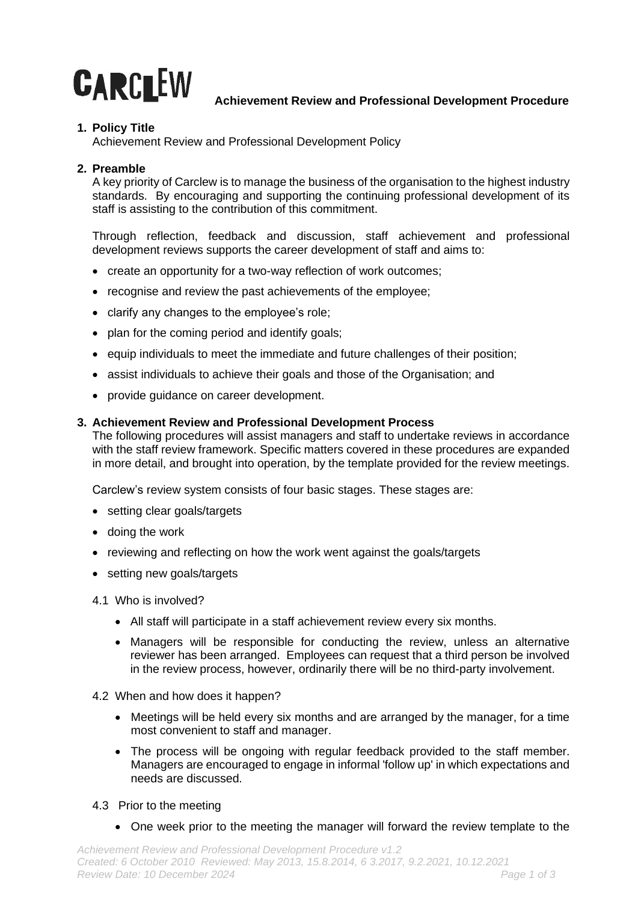CARCLEW **Achievement Review and Professional Development Procedure**

## 1. Policy Title

Achievement Review and Professional Development Policy

## 2. Preamble

A key priority of Carclew is to manage the business of the organisation to the highest industry standards. By encouraging and supporting the continuing professional development of its staff is assisting to the contribution of this commitment.

Through reflection, feedback and discussion, staff achievement and professional development reviews supports the career development of staff and aims to:

- create an opportunity for a two-way reflection of work outcomes;
- recognise and review the past achievements of the employee;
- clarify any changes to the employee's role;
- plan for the coming period and identify goals;
- equip individuals to meet the immediate and future challenges of their position;
- assist individuals to achieve their goals and those of the Organisation; and
- provide guidance on career development.

## 3. Achievement Review and Professional Development Process

The following procedures will assist managers and staff to undertake reviews in accordance with the staff review framework. Specific matters covered in these procedures are expanded in more detail, and brought into operation, by the template provided for the review meetings.

Carclew's review system consists of four basic stages. These stages are:

- setting clear goals/targets
- doing the work
- reviewing and reflecting on how the work went against the goals/targets
- setting new goals/targets

### 4.1 Who is involved?

- All staff will participate in a staff achievement review every six months.
- Managers will be responsible for conducting the review, unless an alternative reviewer has been arranged. Employees can request that a third person be involved in the review process, however, ordinarily there will be no third-party involvement.

### 4.2 When and how does it happen?

- Meetings will be held every six months and are arranged by the manager, for a time most convenient to staff and manager.
- The process will be ongoing with regular feedback provided to the staff member. Managers are encouraged to engage in informal 'follow up' in which expectations and needs are discussed.

### 4.3 Prior to the meeting

- One week prior to the meeting the manager will forward the review template to the

*Achievement Review and Professional Development Procedure v1.2*
*Created: 6 October 2010 Reviewed: May 2013, 15.8.2014, 6 3.2017, 9.2.2021, 10.12.2021*
*Review Date: 10 December 2024*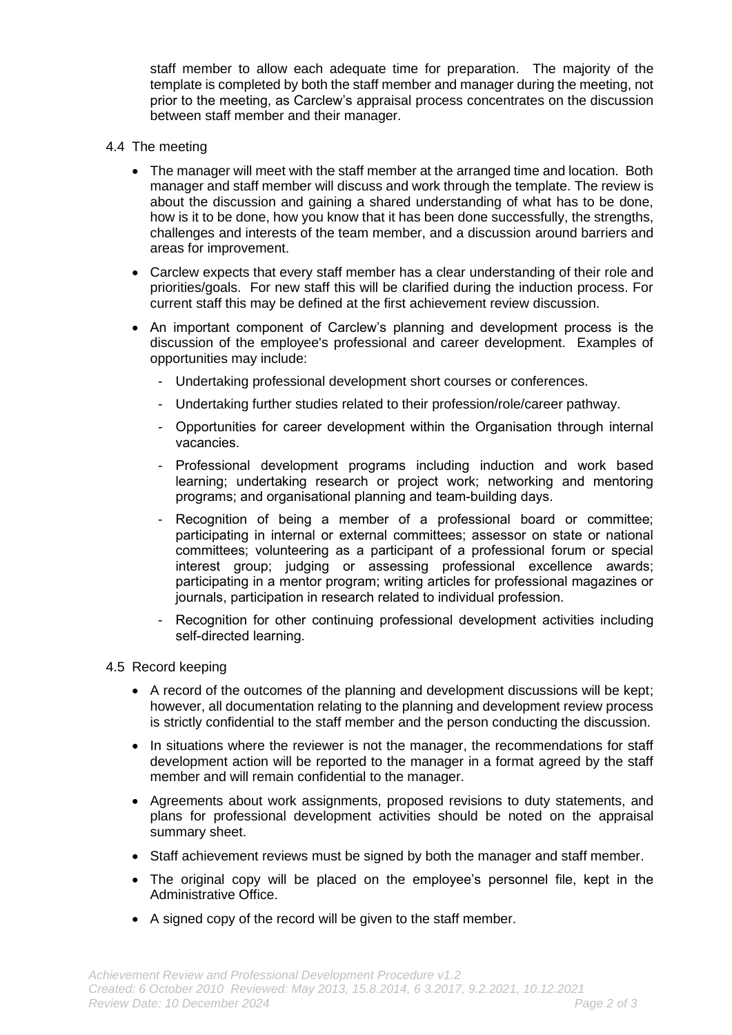staff member to allow each adequate time for preparation. The majority of the template is completed by both the staff member and manager during the meeting, not prior to the meeting, as Carclew's appraisal process concentrates on the discussion between staff member and their manager.

4.4 The meeting

- The manager will meet with the staff member at the arranged time and location. Both manager and staff member will discuss and work through the template. The review is about the discussion and gaining a shared understanding of what has to be done, how is it to be done, how you know that it has been done successfully, the strengths, challenges and interests of the team member, and a discussion around barriers and areas for improvement.
- Carclew expects that every staff member has a clear understanding of their role and priorities/goals. For new staff this will be clarified during the induction process. For current staff this may be defined at the first achievement review discussion.
- An important component of Carclew's planning and development process is the discussion of the employee's professional and career development. Examples of opportunities may include:
  - Undertaking professional development short courses or conferences.
  - Undertaking further studies related to their profession/role/career pathway.
  - Opportunities for career development within the Organisation through internal vacancies.
  - Professional development programs including induction and work based learning; undertaking research or project work; networking and mentoring programs; and organisational planning and team-building days.
  - Recognition of being a member of a professional board or committee; participating in internal or external committees; assessor on state or national committees; volunteering as a participant of a professional forum or special interest group; judging or assessing professional excellence awards; participating in a mentor program; writing articles for professional magazines or journals, participation in research related to individual profession.
  - Recognition for other continuing professional development activities including self-directed learning.

4.5 Record keeping

- A record of the outcomes of the planning and development discussions will be kept; however, all documentation relating to the planning and development review process is strictly confidential to the staff member and the person conducting the discussion.
- In situations where the reviewer is not the manager, the recommendations for staff development action will be reported to the manager in a format agreed by the staff member and will remain confidential to the manager.
- Agreements about work assignments, proposed revisions to duty statements, and plans for professional development activities should be noted on the appraisal summary sheet.
- Staff achievement reviews must be signed by both the manager and staff member.
- The original copy will be placed on the employee's personnel file, kept in the Administrative Office.
- A signed copy of the record will be given to the staff member.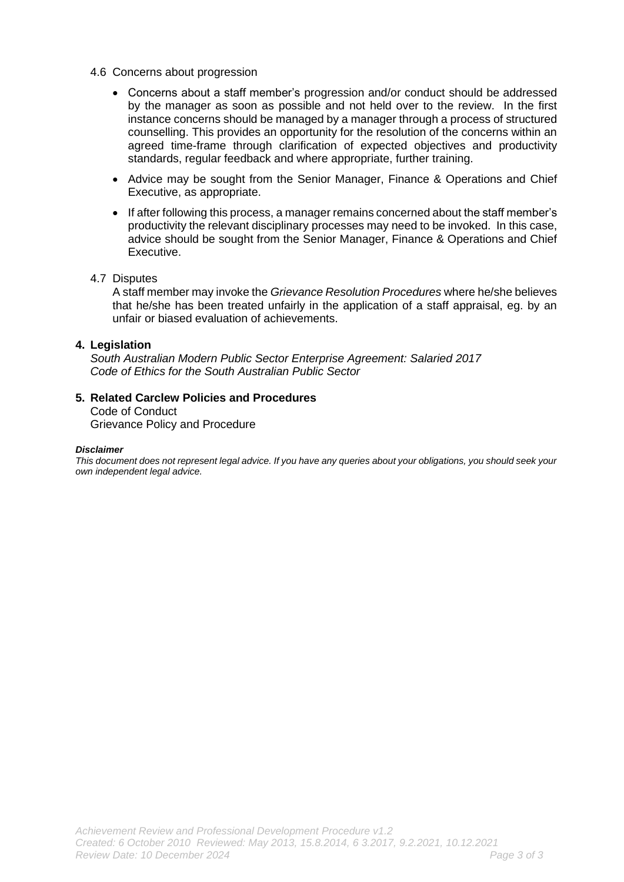4.6 Concerns about progression

- Concerns about a staff member's progression and/or conduct should be addressed by the manager as soon as possible and not held over to the review. In the first instance concerns should be managed by a manager through a process of structured counselling. This provides an opportunity for the resolution of the concerns within an agreed time-frame through clarification of expected objectives and productivity standards, regular feedback and where appropriate, further training.
- Advice may be sought from the Senior Manager, Finance & Operations and Chief Executive, as appropriate.
- If after following this process, a manager remains concerned about the staff member's productivity the relevant disciplinary processes may need to be invoked. In this case, advice should be sought from the Senior Manager, Finance & Operations and Chief Executive.

4.7 Disputes

A staff member may invoke the *Grievance Resolution Procedures* where he/she believes that he/she has been treated unfairly in the application of a staff appraisal, eg. by an unfair or biased evaluation of achievements.

## 4. Legislation

*South Australian Modern Public Sector Enterprise Agreement: Salaried 2017*
*Code of Ethics for the South Australian Public Sector*

## 5. Related Carclew Policies and Procedures

Code of Conduct
Grievance Policy and Procedure

***Disclaimer***
*This document does not represent legal advice. If you have any queries about your obligations, you should seek your own independent legal advice.*

*Achievement Review and Professional Development Procedure v1.2*
*Created: 6 October 2010 Reviewed: May 2013, 15.8.2014, 6 3.2017, 9.2.2021, 10.12.2021*
*Review Date: 10 December 2024*